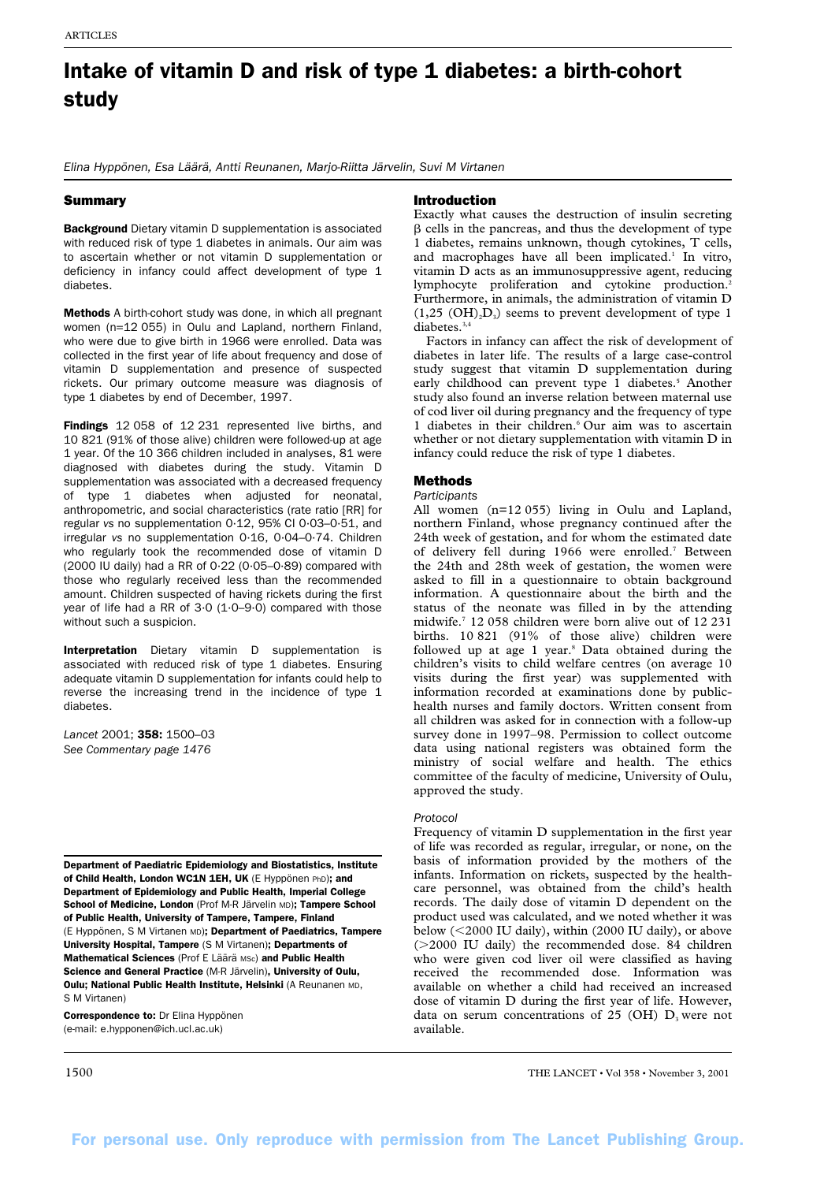# Intake of vitamin D and risk of type 1 diabetes: a birth-cohort study

*Elina Hyppönen, Esa Läärä, Antti Reunanen, Marjo-Riitta Järvelin, Suvi M Virtanen*

## Summary

**Background** Dietary vitamin D supplementation is associated with reduced risk of type 1 diabetes in animals. Our aim was to ascertain whether or not vitamin D supplementation or deficiency in infancy could affect development of type 1 diabetes.

**Methods** A birth-cohort study was done, in which all pregnant women (n=12 055) in Oulu and Lapland, northern Finland, who were due to give birth in 1966 were enrolled. Data was collected in the first year of life about frequency and dose of vitamin D supplementation and presence of suspected rickets. Our primary outcome measure was diagnosis of type 1 diabetes by end of December, 1997.

**Findings** 12 058 of 12 231 represented live births, and 10 821 (91% of those alive) children were followed-up at age 1 year. Of the 10 366 children included in analyses, 81 were diagnosed with diabetes during the study. Vitamin D supplementation was associated with a decreased frequency of type 1 diabetes when adjusted for neonatal, anthropometric, and social characteristics (rate ratio [RR] for regular *vs* no supplementation 0·12, 95% CI 0·03–0·51, and irregular *vs* no supplementation 0·16, 0·04–0·74. Children who regularly took the recommended dose of vitamin D (2000 IU daily) had a RR of 0·22 (0·05–0·89) compared with those who regularly received less than the recommended amount. Children suspected of having rickets during the first year of life had a RR of 3·0 (1·0–9·0) compared with those without such a suspicion.

**Interpretation** Dietary vitamin D supplementation is associated with reduced risk of type 1 diabetes. Ensuring adequate vitamin D supplementation for infants could help to reverse the increasing trend in the incidence of type 1 diabetes.

*Lancet* 2001; **358:** 1500–03
*See Commentary page 1476*

**Department of Paediatric Epidemiology and Biostatistics, Institute of Child Health, London WC1N 1EH, UK** (E Hyppönen PhD)**; and Department of Epidemiology and Public Health, Imperial College School of Medicine, London** (Prof M-R Järvelin MD)**; Tampere School of Public Health, University of Tampere, Tampere, Finland** (E Hyppönen, S M Virtanen MD)**; Department of Paediatrics, Tampere University Hospital, Tampere** (S M Virtanen)**; Departments of Mathematical Sciences** (Prof E Läärä MSc) **and Public Health Science and General Practice** (M-R Järvelin)**, University of Oulu, Oulu; National Public Health Institute, Helsinki** (A Reunanen MD, S M Virtanen)

**Correspondence to:** Dr Elina Hyppönen (e-mail: e.hypponen@ich.ucl.ac.uk)

## Introduction

Exactly what causes the destruction of insulin secreting β cells in the pancreas, and thus the development of type 1 diabetes, remains unknown, though cytokines, T cells, and macrophages have all been implicated.[1] In vitro, vitamin D acts as an immunosuppressive agent, reducing lymphocyte proliferation and cytokine production.[2] Furthermore, in animals, the administration of vitamin D ($1,25\ (OH)_2D_3$) seems to prevent development of type 1 diabetes.[3,4]

Factors in infancy can affect the risk of development of diabetes in later life. The results of a large case-control study suggest that vitamin D supplementation during early childhood can prevent type 1 diabetes.[5] Another study also found an inverse relation between maternal use of cod liver oil during pregnancy and the frequency of type 1 diabetes in their children.[6] Our aim was to ascertain whether or not dietary supplementation with vitamin D in infancy could reduce the risk of type 1 diabetes.

## Methods

### Participants

All women (n=12 055) living in Oulu and Lapland, northern Finland, whose pregnancy continued after the 24th week of gestation, and for whom the estimated date of delivery fell during 1966 were enrolled.[7] Between the 24th and 28th week of gestation, the women were asked to fill in a questionnaire to obtain background information. A questionnaire about the birth and the status of the neonate was filled in by the attending midwife.[7] 12 058 children were born alive out of 12 231 births. 10 821 (91% of those alive) children were followed up at age 1 year.[8] Data obtained during the children's visits to child welfare centres (on average 10 visits during the first year) was supplemented with information recorded at examinations done by public-health nurses and family doctors. Written consent from all children was asked for in connection with a follow-up survey done in 1997–98. Permission to collect outcome data using national registers was obtained form the ministry of social welfare and health. The ethics committee of the faculty of medicine, University of Oulu, approved the study.

### Protocol

Frequency of vitamin D supplementation in the first year of life was recorded as regular, irregular, or none, on the basis of information provided by the mothers of the infants. Information on rickets, suspected by the health-care personnel, was obtained from the child's health records. The daily dose of vitamin D dependent on the product used was calculated, and we noted whether it was below (<2000 IU daily), within (2000 IU daily), or above (>2000 IU daily) the recommended dose. 84 children who were given cod liver oil were classified as having received the recommended dose. Information was available on whether a child had received an increased dose of vitamin D during the first year of life. However, data on serum concentrations of $25\ (OH)\ D_3$ were not available.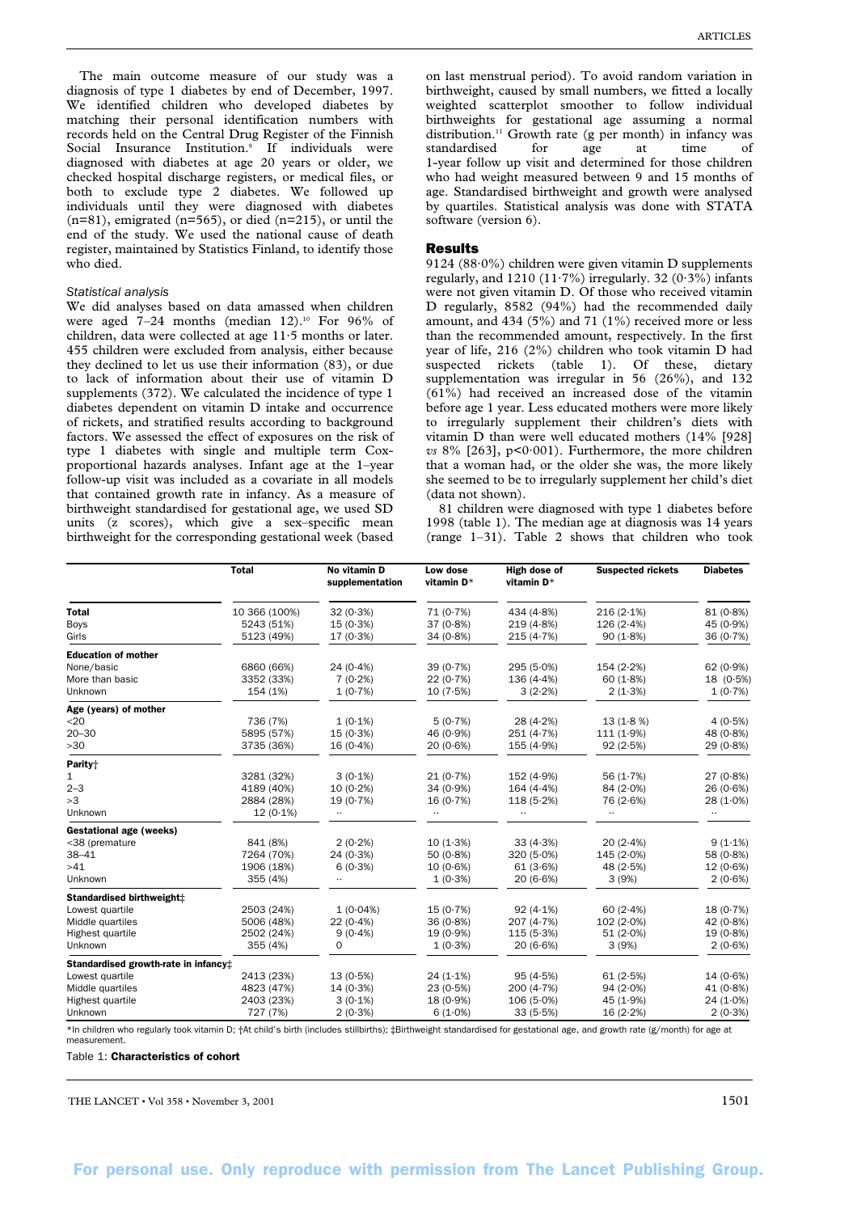The main outcome measure of our study was a diagnosis of type 1 diabetes by end of December, 1997. We identified children who developed diabetes by matching their personal identification numbers with records held on the Central Drug Register of the Finnish Social Insurance Institution.[9] If individuals were diagnosed with diabetes at age 20 years or older, we checked hospital discharge registers, or medical files, or both to exclude type 2 diabetes. We followed up individuals until they were diagnosed with diabetes (n=81), emigrated (n=565), or died (n=215), or until the end of the study. We used the national cause of death register, maintained by Statistics Finland, to identify those who died.

### Statistical analysis

We did analyses based on data amassed when children were aged 7–24 months (median 12).[10] For 96% of children, data were collected at age 11·5 months or later. 455 children were excluded from analysis, either because they declined to let us use their information (83), or due to lack of information about their use of vitamin D supplements (372). We calculated the incidence of type 1 diabetes dependent on vitamin D intake and occurrence of rickets, and stratified results according to background factors. We assessed the effect of exposures on the risk of type 1 diabetes with single and multiple term Cox-proportional hazards analyses. Infant age at the 1–year follow-up visit was included as a covariate in all models that contained growth rate in infancy. As a measure of birthweight standardised for gestational age, we used SD units (z scores), which give a sex–specific mean birthweight for the corresponding gestational week (based on last menstrual period). To avoid random variation in birthweight, caused by small numbers, we fitted a locally weighted scatterplot smoother to follow individual birthweights for gestational age assuming a normal distribution.[11] Growth rate (g per month) in infancy was standardised for age at time of 1-year follow up visit and determined for those children who had weight measured between 9 and 15 months of age. Standardised birthweight and growth were analysed by quartiles. Statistical analysis was done with STATA software (version 6).

## Results

9124 (88·0%) children were given vitamin D supplements regularly, and 1210 (11·7%) irregularly. 32 (0·3%) infants were not given vitamin D. Of those who received vitamin D regularly, 8582 (94%) had the recommended daily amount, and 434 (5%) and 71 (1%) received more or less than the recommended amount, respectively. In the first year of life, 216 (2%) children who took vitamin D had suspected rickets (table 1). Of these, dietary supplementation was irregular in 56 (26%), and 132 (61%) had received an increased dose of the vitamin before age 1 year. Less educated mothers were more likely to irregularly supplement their children's diets with vitamin D than were well educated mothers (14% [928] *vs* 8% [263], p<0·001). Furthermore, the more children that a woman had, or the older she was, the more likely she seemed to be to irregularly supplement her child's diet (data not shown).

81 children were diagnosed with type 1 diabetes before 1998 (table 1). The median age at diagnosis was 14 years (range 1–31). Table 2 shows that children who took

| | Total | No vitamin D supplementation | Low dose vitamin D* | High dose of vitamin D* | Suspected rickets | Diabetes |
|---|---|---|---|---|---|---|
| **Total** | 10 366 (100%) | 32 (0·3%) | 71 (0·7%) | 434 (4·8%) | 216 (2·1%) | 81 (0·8%) |
| Boys | 5243 (51%) | 15 (0·3%) | 37 (0·8%) | 219 (4·8%) | 126 (2·4%) | 45 (0·9%) |
| Girls | 5123 (49%) | 17 (0·3%) | 34 (0·8%) | 215 (4·7%) | 90 (1·8%) | 36 (0·7%) |
| **Education of mother** | | | | | | |
| None/basic | 6860 (66%) | 24 (0·4%) | 39 (0·7%) | 295 (5·0%) | 154 (2·2%) | 62 (0·9%) |
| More than basic | 3352 (33%) | 7 (0·2%) | 22 (0·7%) | 136 (4·4%) | 60 (1·8%) | 18 (0·5%) |
| Unknown | 154 (1%) | 1 (0·7%) | 10 (7·5%) | 3 (2·2%) | 2 (1·3%) | 1 (0·7%) |
| **Age (years) of mother** | | | | | | |
| <20 | 736 (7%) | 1 (0·1%) | 5 (0·7%) | 28 (4·2%) | 13 (1·8 %) | 4 (0·5%) |
| 20–30 | 5895 (57%) | 15 (0·3%) | 46 (0·9%) | 251 (4·7%) | 111 (1·9%) | 48 (0·8%) |
| >30 | 3735 (36%) | 16 (0·4%) | 20 (0·6%) | 155 (4·9%) | 92 (2·5%) | 29 (0·8%) |
| **Parity†** | | | | | | |
| 1 | 3281 (32%) | 3 (0·1%) | 21 (0·7%) | 152 (4·9%) | 56 (1·7%) | 27 (0·8%) |
| 2–3 | 4189 (40%) | 10 (0·2%) | 34 (0·9%) | 164 (4·4%) | 84 (2·0%) | 26 (0·6%) |
| >3 | 2884 (28%) | 19 (0·7%) | 16 (0·7%) | 118 (5·2%) | 76 (2·6%) | 28 (1·0%) |
| Unknown | 12 (0·1%) | .. | .. | .. | .. | .. |
| **Gestational age (weeks)** | | | | | | |
| <38 (premature | 841 (8%) | 2 (0·2%) | 10 (1·3%) | 33 (4·3%) | 20 (2·4%) | 9 (1·1%) |
| 38–41 | 7264 (70%) | 24 (0·3%) | 50 (0·8%) | 320 (5·0%) | 145 (2·0%) | 58 (0·8%) |
| >41 | 1906 (18%) | 6 (0·3%) | 10 (0·6%) | 61 (3·6%) | 48 (2·5%) | 12 (0·6%) |
| Unknown | 355 (4%) | .. | 1 (0·3%) | 20 (6·6%) | 3 (9%) | 2 (0·6%) |
| **Standardised birthweight‡** | | | | | | |
| Lowest quartile | 2503 (24%) | 1 (0·04%) | 15 (0·7%) | 92 (4·1%) | 60 (2·4%) | 18 (0·7%) |
| Middle quartiles | 5006 (48%) | 22 (0·4%) | 36 (0·8%) | 207 (4·7%) | 102 (2·0%) | 42 (0·8%) |
| Highest quartile | 2502 (24%) | 9 (0·4%) | 19 (0·9%) | 115 (5·3%) | 51 (2·0%) | 19 (0·8%) |
| Unknown | 355 (4%) | 0 | 1 (0·3%) | 20 (6·6%) | 3 (9%) | 2 (0·6%) |
| **Standardised growth-rate in infancy‡** | | | | | | |
| Lowest quartile | 2413 (23%) | 13 (0·5%) | 24 (1·1%) | 95 (4·5%) | 61 (2·5%) | 14 (0·6%) |
| Middle quartiles | 4823 (47%) | 14 (0·3%) | 23 (0·5%) | 200 (4·7%) | 94 (2·0%) | 41 (0·8%) |
| Highest quartile | 2403 (23%) | 3 (0·1%) | 18 (0·9%) | 106 (5·0%) | 45 (1·9%) | 24 (1·0%) |
| Unknown | 727 (7%) | 2 (0·3%) | 6 (1·0%) | 33 (5·5%) | 16 (2·2%) | 2 (0·3%) |

*In children who regularly took vitamin D; †At child's birth (includes stillbirths); ‡Birthweight standardised for gestational age, and growth rate (g/month) for age at measurement.

Table 1: **Characteristics of cohort**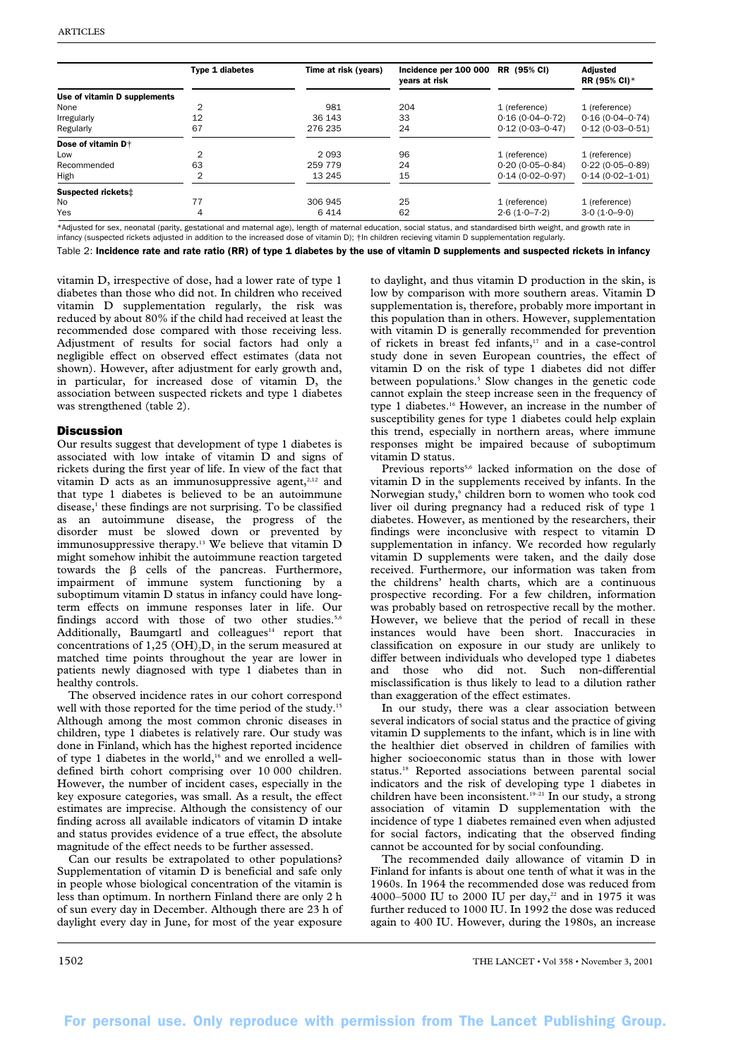| | Type 1 diabetes | Time at risk (years) | Incidence per 100 000 years at risk | RR (95% CI) | Adjusted RR (95% CI)* |
|---|---|---|---|---|---|
| **Use of vitamin D supplements** | | | | | |
| None | 2 | 981 | 204 | 1 (reference) | 1 (reference) |
| Irregularly | 12 | 36 143 | 33 | 0·16 (0·04–0·72) | 0·16 (0·04–0·74) |
| Regularly | 67 | 276 235 | 24 | 0·12 (0·03–0·47) | 0·12 (0·03–0·51) |
| **Dose of vitamin D†** | | | | | |
| Low | 2 | 2 093 | 96 | 1 (reference) | 1 (reference) |
| Recommended | 63 | 259 779 | 24 | 0·20 (0·05–0·84) | 0·22 (0·05–0·89) |
| High | 2 | 13 245 | 15 | 0·14 (0·02–0·97) | 0·14 (0·02–1·01) |
| **Suspected rickets‡** | | | | | |
| No | 77 | 306 945 | 25 | 1 (reference) | 1 (reference) |
| Yes | 4 | 6 414 | 62 | 2·6 (1·0–7·2) | 3·0 (1·0–9·0) |

*Adjusted for sex, neonatal (parity, gestational and maternal age), length of maternal education, social status, and standardised birth weight, and growth rate in infancy (suspected rickets adjusted in addition to the increased dose of vitamin D); †In children recieving vitamin D supplementation regularly.

Table 2: **Incidence rate and rate ratio (RR) of type 1 diabetes by the use of vitamin D supplements and suspected rickets in infancy**

vitamin D, irrespective of dose, had a lower rate of type 1 diabetes than those who did not. In children who received vitamin D supplementation regularly, the risk was reduced by about 80% if the child had received at least the recommended dose compared with those receiving less. Adjustment of results for social factors had only a negligible effect on observed effect estimates (data not shown). However, after adjustment for early growth and, in particular, for increased dose of vitamin D, the association between suspected rickets and type 1 diabetes was strengthened (table 2).

## Discussion

Our results suggest that development of type 1 diabetes is associated with low intake of vitamin D and signs of rickets during the first year of life. In view of the fact that vitamin D acts as an immunosuppressive agent,[2,12] and that type 1 diabetes is believed to be an autoimmune disease,[1] these findings are not surprising. To be classified as an autoimmune disease, the progress of the disorder must be slowed down or prevented by immunosuppressive therapy.[13] We believe that vitamin D might somehow inhibit the autoimmune reaction targeted towards the β cells of the pancreas. Furthermore, impairment of immune system functioning by a suboptimum vitamin D status in infancy could have long-term effects on immune responses later in life. Our findings accord with those of two other studies.[5,6] Additionally, Baumgartl and colleagues[14] report that concentrations of $1,25\ (OH)_2D_3$ in the serum measured at matched time points throughout the year are lower in patients newly diagnosed with type 1 diabetes than in healthy controls.

The observed incidence rates in our cohort correspond well with those reported for the time period of the study.[15] Although among the most common chronic diseases in children, type 1 diabetes is relatively rare. Our study was done in Finland, which has the highest reported incidence of type 1 diabetes in the world,[16] and we enrolled a well-defined birth cohort comprising over 10 000 children. However, the number of incident cases, especially in the key exposure categories, was small. As a result, the effect estimates are imprecise. Although the consistency of our finding across all available indicators of vitamin D intake and status provides evidence of a true effect, the absolute magnitude of the effect needs to be further assessed.

Can our results be extrapolated to other populations? Supplementation of vitamin D is beneficial and safe only in people whose biological concentration of the vitamin is less than optimum. In northern Finland there are only 2 h of sun every day in December. Although there are 23 h of daylight every day in June, for most of the year exposure to daylight, and thus vitamin D production in the skin, is low by comparison with more southern areas. Vitamin D supplementation is, therefore, probably more important in this population than in others. However, supplementation with vitamin D is generally recommended for prevention of rickets in breast fed infants,[17] and in a case-control study done in seven European countries, the effect of vitamin D on the risk of type 1 diabetes did not differ between populations.[5] Slow changes in the genetic code cannot explain the steep increase seen in the frequency of type 1 diabetes.[16] However, an increase in the number of susceptibility genes for type 1 diabetes could help explain this trend, especially in northern areas, where immune responses might be impaired because of suboptimum vitamin D status.

Previous reports[5,6] lacked information on the dose of vitamin D in the supplements received by infants. In the Norwegian study,[6] children born to women who took cod liver oil during pregnancy had a reduced risk of type 1 diabetes. However, as mentioned by the researchers, their findings were inconclusive with respect to vitamin D supplementation in infancy. We recorded how regularly vitamin D supplements were taken, and the daily dose received. Furthermore, our information was taken from the childrens' health charts, which are a continuous prospective recording. For a few children, information was probably based on retrospective recall by the mother. However, we believe that the period of recall in these instances would have been short. Inaccuracies in classification on exposure in our study are unlikely to differ between individuals who developed type 1 diabetes and those who did not. Such non-differential misclassification is thus likely to lead to a dilution rather than exaggeration of the effect estimates.

In our study, there was a clear association between several indicators of social status and the practice of giving vitamin D supplements to the infant, which is in line with the healthier diet observed in children of families with higher socioeconomic status than in those with lower status.[18] Reported associations between parental social indicators and the risk of developing type 1 diabetes in children have been inconsistent.[19–21] In our study, a strong association of vitamin D supplementation with the incidence of type 1 diabetes remained even when adjusted for social factors, indicating that the observed finding cannot be accounted for by social confounding.

The recommended daily allowance of vitamin D in Finland for infants is about one tenth of what it was in the 1960s. In 1964 the recommended dose was reduced from 4000–5000 IU to 2000 IU per day,[22] and in 1975 it was further reduced to 1000 IU. In 1992 the dose was reduced again to 400 IU. However, during the 1980s, an increase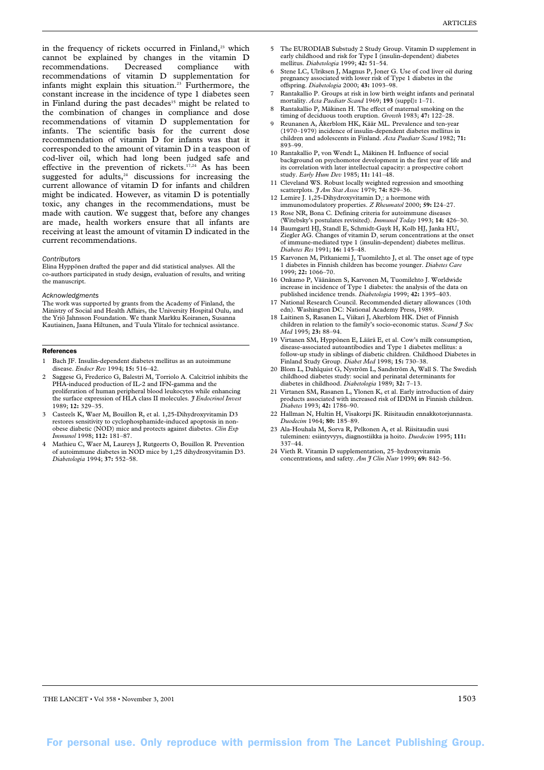in the frequency of rickets occurred in Finland,[23] which cannot be explained by changes in the vitamin D recommendations. Decreased compliance with recommendations of vitamin D supplementation for infants might explain this situation.[23] Furthermore, the constant increase in the incidence of type 1 diabetes seen in Finland during the past decades[15] might be related to the combination of changes in compliance and dose recommendations of vitamin D supplementation for infants. The scientific basis for the current dose recommendation of vitamin D for infants was that it corresponded to the amount of vitamin D in a teaspoon of cod-liver oil, which had long been judged safe and effective in the prevention of rickets.[17,24] As has been suggested for adults,[24] discussions for increasing the current allowance of vitamin D for infants and children might be indicated. However, as vitamin D is potentially toxic, any changes in the recommendations, must be made with caution. We suggest that, before any changes are made, health workers ensure that all infants are receiving at least the amount of vitamin D indicated in the current recommendations.

### Contributors

Elina Hyppönen drafted the paper and did statistical analyses. All the co-authors participated in study design, evaluation of results, and writing the manuscript.

### Acknowledgments

The work was supported by grants from the Academy of Finland, the Ministry of Social and Health Affairs, the University Hospital Oulu, and the Yrjö Jahnsson Foundation. We thank Markku Koiranen, Susanna Kautiainen, Jaana Hiltunen, and Tuula Ylitalo for technical assistance.

## References

1. Bach JF. Insulin-dependent diabetes mellitus as an autoimmune disease. *Endocr Rev* 1994; **15:** 516–42.
2. Saggese G, Frederico G, Balestri M, Torriolo A. Calcitriol inhibits the PHA-induced production of IL-2 and IFN-gamma and the proliferation of human peripheral blood leukocytes while enhancing the surface expression of HLA class II molecules. *J Endocrinol Invest* 1989; **12:** 329–35.
3. Casteels K, Waer M, Bouillon R, et al. 1,25-Dihydroxyvitamin D3 restores sensitivity to cyclophosphamide-induced apoptosis in non-obese diabetic (NOD) mice and protects against diabetes. *Clin Exp Immunol* 1998; **112:** 181–87.
4. Mathieu C, Waer M, Laureys J, Rutgeerts O, Bouillon R. Prevention of autoimmune diabetes in NOD mice by 1,25 dihydroxyvitamin D3. *Diabetologia* 1994; **37:** 552–58.
5. The EURODIAB Substudy 2 Study Group. Vitamin D supplement in early childhood and risk for Type I (insulin-dependent) diabetes mellitus. *Diabetologia* 1999; **42:** 51–54.
6. Stene LC, Ulriksen J, Magnus P, Joner G. Use of cod liver oil during pregnancy associated with lower risk of Type 1 diabetes in the offspring. *Diabetologia* 2000; **43:** 1093–98.
7. Rantakallio P. Groups at risk in low birth weight infants and perinatal mortality. *Acta Paediatr Scand* 1969; **193** (suppl)**:** 1–71.
8. Rantakallio P, Mäkinen H. The effect of maternal smoking on the timing of deciduous tooth eruption. *Growth* 1983; **47:** 122–28.
9. Reunanen A, Åkerblom HK, Käär ML. Prevalence and ten-year (1970–1979) incidence of insulin-dependent diabetes mellitus in children and adolescents in Finland. *Acta Paediatr Scand* 1982; **71:** 893–99.
10. Rantakallio P, von Wendt L, Mäkinen H. Influence of social background on psychomotor development in the first year of life and its correlation with later intellectual capacity: a prospective cohort study. *Early Hum Dev* 1985; **11:** 141–48.
11. Cleveland WS. Robust locally weighted regression and smoothing scatterplots. *J Am Stat Assoc* 1979; **74:** 829–36.
12. Lemire J. 1,25-Dihydroxyvitamin $D_3$: a hormone with immunomodulatory properties. *Z Rheumatol* 2000; **59:** I24–27.
13. Rose NR, Bona C. Defining criteria for autoimmune diseases (Witebsky's postulates revisited). *Immunol Today* 1993; **14:** 426–30.
14. Baumgartl HJ, Standl E, Schmidt-Gayk H, Kolb HJ, Janka HU, Ziegler AG. Changes of vitamin $D_3$ serum concentrations at the onset of immune-mediated type 1 (insulin-dependent) diabetes mellitus. *Diabetes Res* 1991; **16:** 145–48.
15. Karvonen M, Pitkaniemi J, Tuomilehto J, et al. The onset age of type 1 diabetes in Finnish children has become younger. *Diabetes Care* 1999; **22:** 1066–70.
16. Onkamo P, Väänänen S, Karvonen M, Tuomilehto J. Worldwide increase in incidence of Type 1 diabetes: the analysis of the data on published incidence trends. *Diabetologia* 1999; **42:** 1395–403.
17. National Research Council. Recommended dietary allowances (10th edn). Washington DC: National Academy Press, 1989.
18. Laitinen S, Rasanen L, Viikari J, Akerblom HK. Diet of Finnish children in relation to the family's socio-economic status. *Scand J Soc Med* 1995; **23:** 88–94.
19. Virtanen SM, Hyppönen E, Läärä E, et al. Cow's milk consumption, disease-associated autoantibodies and Type 1 diabetes mellitus: a follow-up study in siblings of diabetic children. Childhood Diabetes in Finland Study Group. *Diabet Med* 1998; **15:** 730–38.
20. Blom L, Dahlquist G, Nyström L, Sandström A, Wall S. The Swedish childhood diabetes study: social and perinatal determinants for diabetes in childhood. *Diabetologia* 1989; **32:** 7–13.
21. Virtanen SM, Rasanen L, Ylonen K, et al. Early introduction of dairy products associated with increased risk of IDDM in Finnish children. *Diabetes* 1993; **42:** 1786–90.
22. Hallman N, Hultin H, Visakorpi JK. Riisitaudin ennakkotorjunnasta. *Duodecim* 1964; **80:** 185–89.
23. Ala-Houhala M, Sorva R, Pelkonen A, et al. Riisitaudin uusi tuleminen: esiintyvyys, diagnostiikka ja hoito. *Duodecim* 1995; **111:** 337–44.
24. Vieth R. Vitamin D supplementation, 25–hydroxyvitamin concentrations, and safety. *Am J Clin Nutr* 1999; **69:** 842–56.